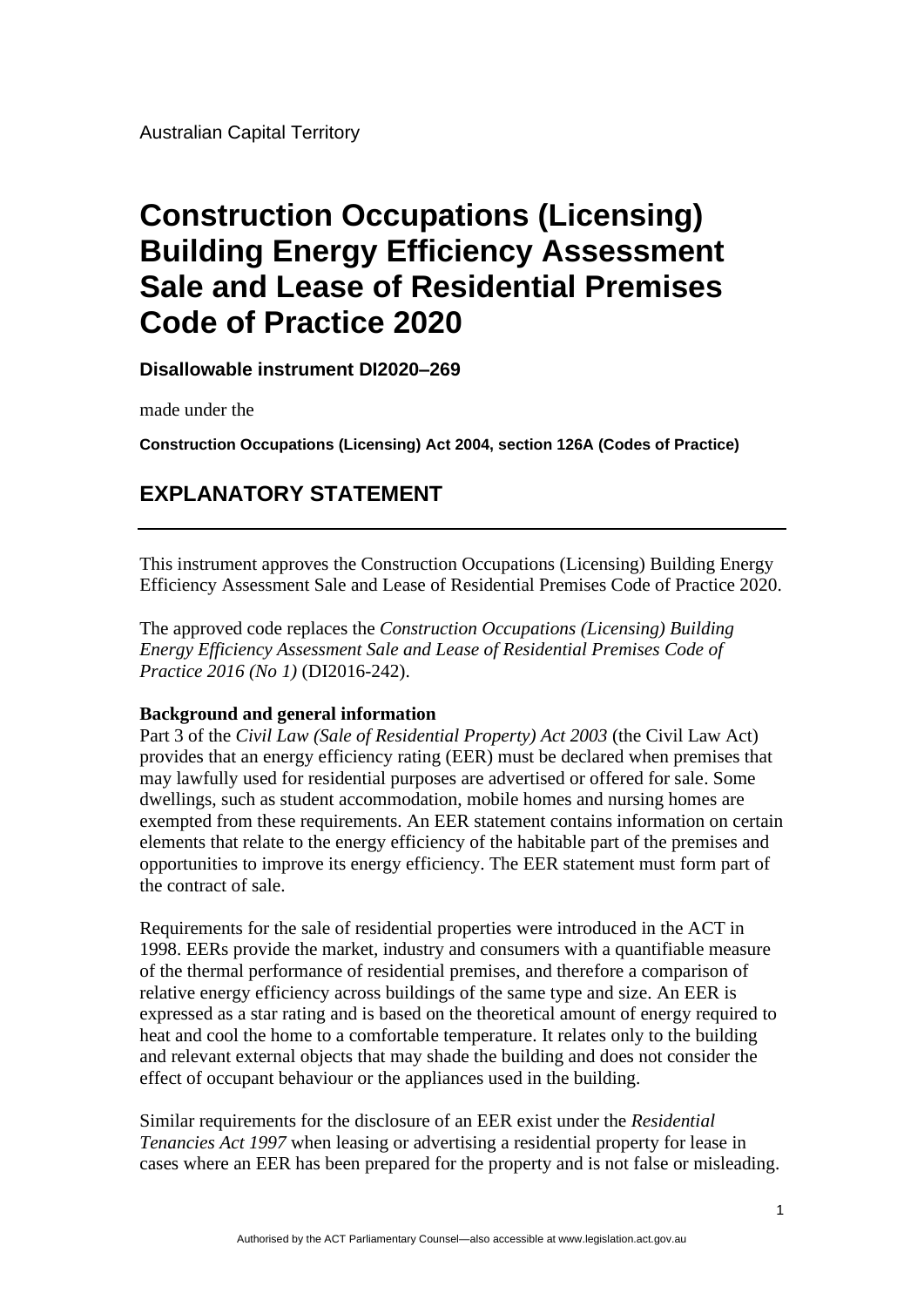Australian Capital Territory

# Construction Occupations (Licensing) Building Energy Efficiency Assessment Sale and Lease of Residential Premises Code of Practice 2020

**Disallowable instrument DI2020–269**

made under the

**Construction Occupations (Licensing) Act 2004, section 126A (Codes of Practice)**

## EXPLANATORY STATEMENT

---

This instrument approves the Construction Occupations (Licensing) Building Energy Efficiency Assessment Sale and Lease of Residential Premises Code of Practice 2020.

The approved code replaces the *Construction Occupations (Licensing) Building Energy Efficiency Assessment Sale and Lease of Residential Premises Code of Practice 2016 (No 1)* (DI2016-242).

**Background and general information**

Part 3 of the *Civil Law (Sale of Residential Property) Act 2003* (the Civil Law Act) provides that an energy efficiency rating (EER) must be declared when premises that may lawfully used for residential purposes are advertised or offered for sale. Some dwellings, such as student accommodation, mobile homes and nursing homes are exempted from these requirements. An EER statement contains information on certain elements that relate to the energy efficiency of the habitable part of the premises and opportunities to improve its energy efficiency. The EER statement must form part of the contract of sale.

Requirements for the sale of residential properties were introduced in the ACT in 1998. EERs provide the market, industry and consumers with a quantifiable measure of the thermal performance of residential premises, and therefore a comparison of relative energy efficiency across buildings of the same type and size. An EER is expressed as a star rating and is based on the theoretical amount of energy required to heat and cool the home to a comfortable temperature. It relates only to the building and relevant external objects that may shade the building and does not consider the effect of occupant behaviour or the appliances used in the building.

Similar requirements for the disclosure of an EER exist under the *Residential Tenancies Act 1997* when leasing or advertising a residential property for lease in cases where an EER has been prepared for the property and is not false or misleading.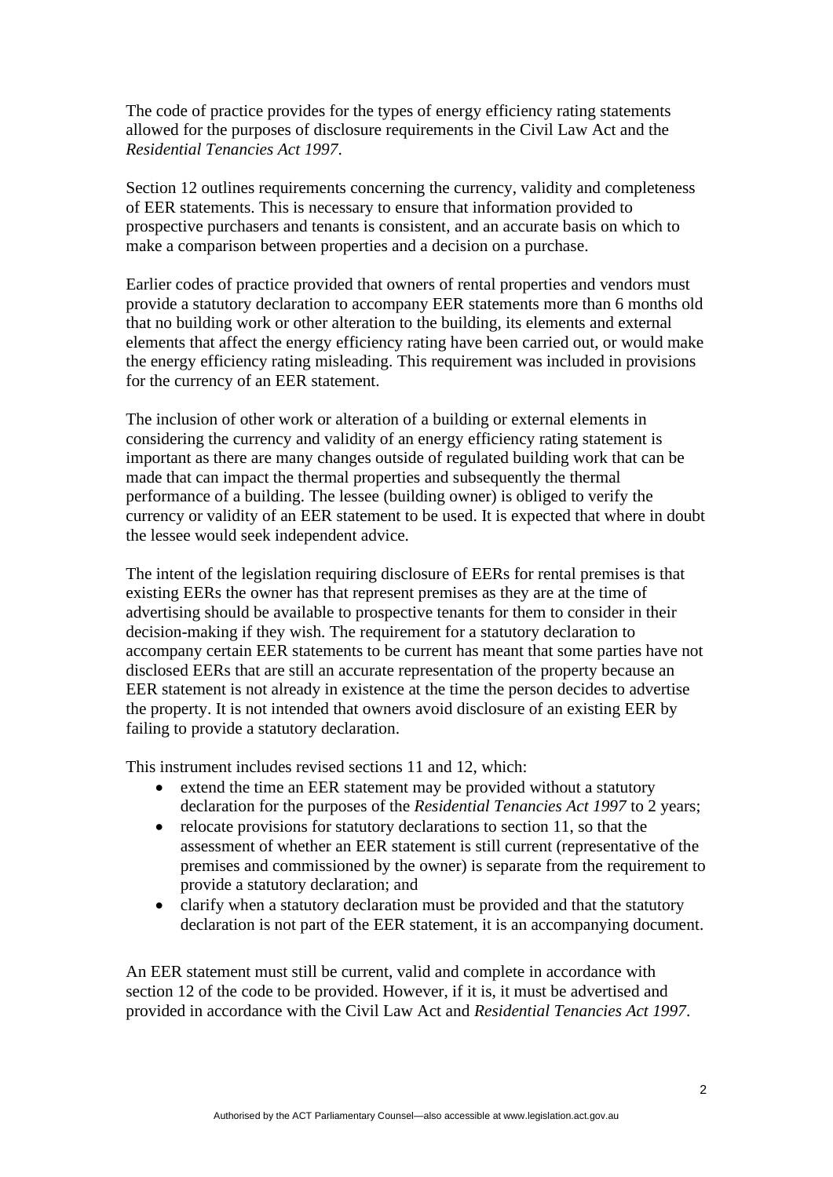The code of practice provides for the types of energy efficiency rating statements allowed for the purposes of disclosure requirements in the Civil Law Act and the *Residential Tenancies Act 1997*.

Section 12 outlines requirements concerning the currency, validity and completeness of EER statements. This is necessary to ensure that information provided to prospective purchasers and tenants is consistent, and an accurate basis on which to make a comparison between properties and a decision on a purchase.

Earlier codes of practice provided that owners of rental properties and vendors must provide a statutory declaration to accompany EER statements more than 6 months old that no building work or other alteration to the building, its elements and external elements that affect the energy efficiency rating have been carried out, or would make the energy efficiency rating misleading. This requirement was included in provisions for the currency of an EER statement.

The inclusion of other work or alteration of a building or external elements in considering the currency and validity of an energy efficiency rating statement is important as there are many changes outside of regulated building work that can be made that can impact the thermal properties and subsequently the thermal performance of a building. The lessee (building owner) is obliged to verify the currency or validity of an EER statement to be used. It is expected that where in doubt the lessee would seek independent advice.

The intent of the legislation requiring disclosure of EERs for rental premises is that existing EERs the owner has that represent premises as they are at the time of advertising should be available to prospective tenants for them to consider in their decision-making if they wish. The requirement for a statutory declaration to accompany certain EER statements to be current has meant that some parties have not disclosed EERs that are still an accurate representation of the property because an EER statement is not already in existence at the time the person decides to advertise the property. It is not intended that owners avoid disclosure of an existing EER by failing to provide a statutory declaration.

This instrument includes revised sections 11 and 12, which:

- extend the time an EER statement may be provided without a statutory declaration for the purposes of the *Residential Tenancies Act 1997* to 2 years;
- relocate provisions for statutory declarations to section 11, so that the assessment of whether an EER statement is still current (representative of the premises and commissioned by the owner) is separate from the requirement to provide a statutory declaration; and
- clarify when a statutory declaration must be provided and that the statutory declaration is not part of the EER statement, it is an accompanying document.

An EER statement must still be current, valid and complete in accordance with section 12 of the code to be provided. However, if it is, it must be advertised and provided in accordance with the Civil Law Act and *Residential Tenancies Act 1997*.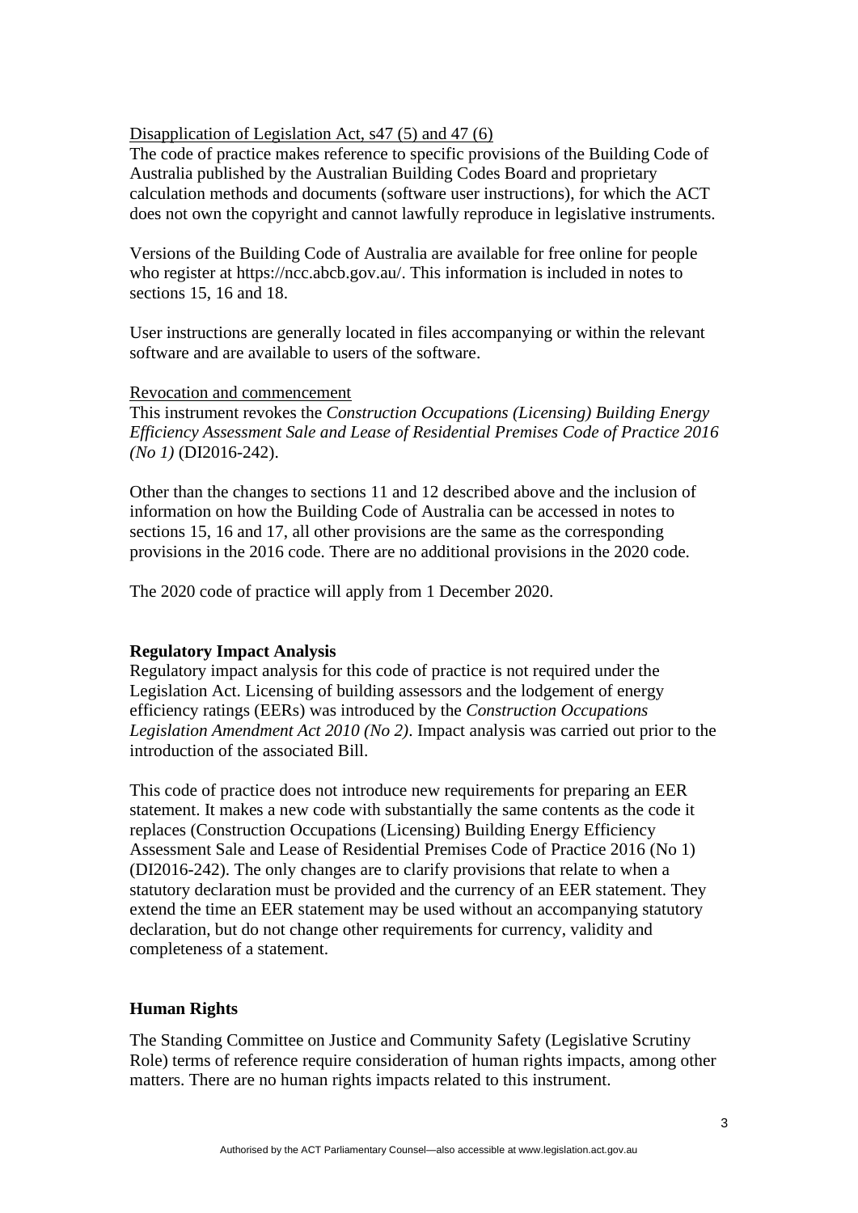Disapplication of Legislation Act, s47 (5) and 47 (6)

The code of practice makes reference to specific provisions of the Building Code of Australia published by the Australian Building Codes Board and proprietary calculation methods and documents (software user instructions), for which the ACT does not own the copyright and cannot lawfully reproduce in legislative instruments.

Versions of the Building Code of Australia are available for free online for people who register at https://ncc.abcb.gov.au/. This information is included in notes to sections 15, 16 and 18.

User instructions are generally located in files accompanying or within the relevant software and are available to users of the software.

Revocation and commencement

This instrument revokes the *Construction Occupations (Licensing) Building Energy Efficiency Assessment Sale and Lease of Residential Premises Code of Practice 2016 (No 1)* (DI2016-242).

Other than the changes to sections 11 and 12 described above and the inclusion of information on how the Building Code of Australia can be accessed in notes to sections 15, 16 and 17, all other provisions are the same as the corresponding provisions in the 2016 code. There are no additional provisions in the 2020 code.

The 2020 code of practice will apply from 1 December 2020.

**Regulatory Impact Analysis**

Regulatory impact analysis for this code of practice is not required under the Legislation Act. Licensing of building assessors and the lodgement of energy efficiency ratings (EERs) was introduced by the *Construction Occupations Legislation Amendment Act 2010 (No 2)*. Impact analysis was carried out prior to the introduction of the associated Bill.

This code of practice does not introduce new requirements for preparing an EER statement. It makes a new code with substantially the same contents as the code it replaces (Construction Occupations (Licensing) Building Energy Efficiency Assessment Sale and Lease of Residential Premises Code of Practice 2016 (No 1) (DI2016-242). The only changes are to clarify provisions that relate to when a statutory declaration must be provided and the currency of an EER statement. They extend the time an EER statement may be used without an accompanying statutory declaration, but do not change other requirements for currency, validity and completeness of a statement.

**Human Rights**

The Standing Committee on Justice and Community Safety (Legislative Scrutiny Role) terms of reference require consideration of human rights impacts, among other matters. There are no human rights impacts related to this instrument.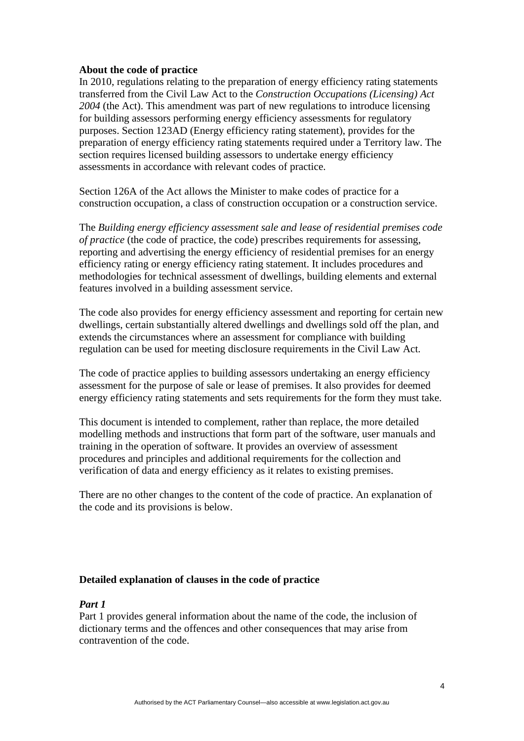**About the code of practice**

In 2010, regulations relating to the preparation of energy efficiency rating statements transferred from the Civil Law Act to the *Construction Occupations (Licensing) Act 2004* (the Act). This amendment was part of new regulations to introduce licensing for building assessors performing energy efficiency assessments for regulatory purposes. Section 123AD (Energy efficiency rating statement), provides for the preparation of energy efficiency rating statements required under a Territory law. The section requires licensed building assessors to undertake energy efficiency assessments in accordance with relevant codes of practice.

Section 126A of the Act allows the Minister to make codes of practice for a construction occupation, a class of construction occupation or a construction service.

The *Building energy efficiency assessment sale and lease of residential premises code of practice* (the code of practice, the code) prescribes requirements for assessing, reporting and advertising the energy efficiency of residential premises for an energy efficiency rating or energy efficiency rating statement. It includes procedures and methodologies for technical assessment of dwellings, building elements and external features involved in a building assessment service.

The code also provides for energy efficiency assessment and reporting for certain new dwellings, certain substantially altered dwellings and dwellings sold off the plan, and extends the circumstances where an assessment for compliance with building regulation can be used for meeting disclosure requirements in the Civil Law Act.

The code of practice applies to building assessors undertaking an energy efficiency assessment for the purpose of sale or lease of premises. It also provides for deemed energy efficiency rating statements and sets requirements for the form they must take.

This document is intended to complement, rather than replace, the more detailed modelling methods and instructions that form part of the software, user manuals and training in the operation of software. It provides an overview of assessment procedures and principles and additional requirements for the collection and verification of data and energy efficiency as it relates to existing premises.

There are no other changes to the content of the code of practice. An explanation of the code and its provisions is below.

**Detailed explanation of clauses in the code of practice**

***Part 1***

Part 1 provides general information about the name of the code, the inclusion of dictionary terms and the offences and other consequences that may arise from contravention of the code.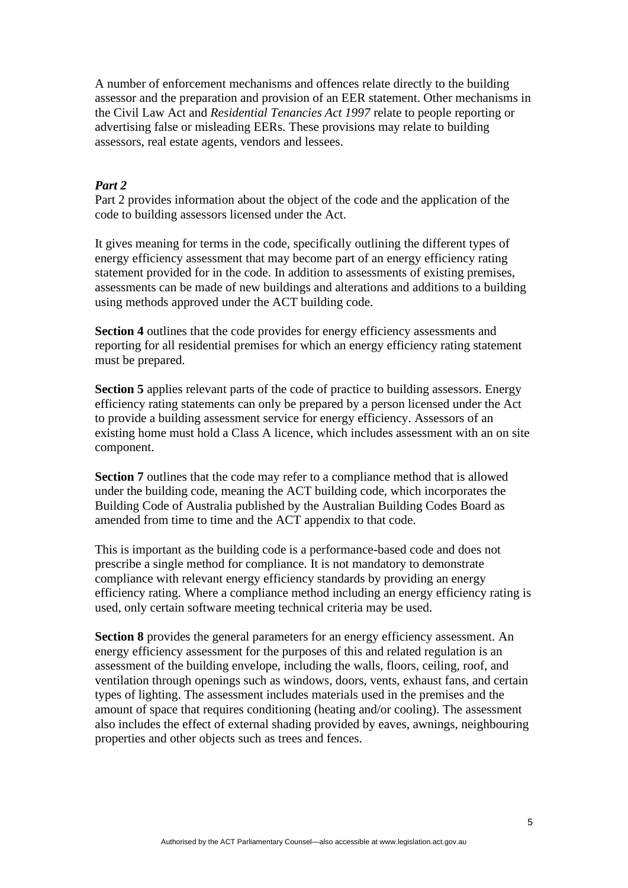A number of enforcement mechanisms and offences relate directly to the building assessor and the preparation and provision of an EER statement. Other mechanisms in the Civil Law Act and *Residential Tenancies Act 1997* relate to people reporting or advertising false or misleading EERs. These provisions may relate to building assessors, real estate agents, vendors and lessees.

***Part 2***

Part 2 provides information about the object of the code and the application of the code to building assessors licensed under the Act.

It gives meaning for terms in the code, specifically outlining the different types of energy efficiency assessment that may become part of an energy efficiency rating statement provided for in the code. In addition to assessments of existing premises, assessments can be made of new buildings and alterations and additions to a building using methods approved under the ACT building code.

**Section 4** outlines that the code provides for energy efficiency assessments and reporting for all residential premises for which an energy efficiency rating statement must be prepared.

**Section 5** applies relevant parts of the code of practice to building assessors. Energy efficiency rating statements can only be prepared by a person licensed under the Act to provide a building assessment service for energy efficiency. Assessors of an existing home must hold a Class A licence, which includes assessment with an on site component.

**Section 7** outlines that the code may refer to a compliance method that is allowed under the building code, meaning the ACT building code, which incorporates the Building Code of Australia published by the Australian Building Codes Board as amended from time to time and the ACT appendix to that code.

This is important as the building code is a performance-based code and does not prescribe a single method for compliance. It is not mandatory to demonstrate compliance with relevant energy efficiency standards by providing an energy efficiency rating. Where a compliance method including an energy efficiency rating is used, only certain software meeting technical criteria may be used.

**Section 8** provides the general parameters for an energy efficiency assessment. An energy efficiency assessment for the purposes of this and related regulation is an assessment of the building envelope, including the walls, floors, ceiling, roof, and ventilation through openings such as windows, doors, vents, exhaust fans, and certain types of lighting. The assessment includes materials used in the premises and the amount of space that requires conditioning (heating and/or cooling). The assessment also includes the effect of external shading provided by eaves, awnings, neighbouring properties and other objects such as trees and fences.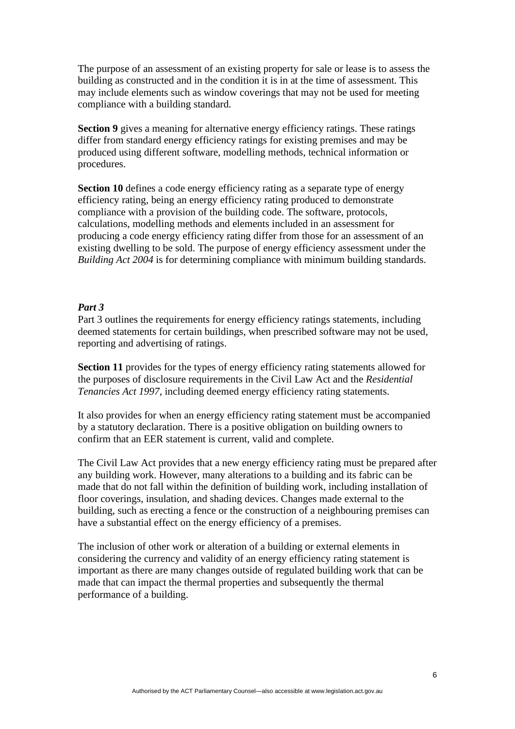The purpose of an assessment of an existing property for sale or lease is to assess the building as constructed and in the condition it is in at the time of assessment. This may include elements such as window coverings that may not be used for meeting compliance with a building standard.

**Section 9** gives a meaning for alternative energy efficiency ratings. These ratings differ from standard energy efficiency ratings for existing premises and may be produced using different software, modelling methods, technical information or procedures.

**Section 10** defines a code energy efficiency rating as a separate type of energy efficiency rating, being an energy efficiency rating produced to demonstrate compliance with a provision of the building code. The software, protocols, calculations, modelling methods and elements included in an assessment for producing a code energy efficiency rating differ from those for an assessment of an existing dwelling to be sold. The purpose of energy efficiency assessment under the *Building Act 2004* is for determining compliance with minimum building standards.

***Part 3***

Part 3 outlines the requirements for energy efficiency ratings statements, including deemed statements for certain buildings, when prescribed software may not be used, reporting and advertising of ratings.

**Section 11** provides for the types of energy efficiency rating statements allowed for the purposes of disclosure requirements in the Civil Law Act and the *Residential Tenancies Act 1997*, including deemed energy efficiency rating statements.

It also provides for when an energy efficiency rating statement must be accompanied by a statutory declaration. There is a positive obligation on building owners to confirm that an EER statement is current, valid and complete.

The Civil Law Act provides that a new energy efficiency rating must be prepared after any building work. However, many alterations to a building and its fabric can be made that do not fall within the definition of building work, including installation of floor coverings, insulation, and shading devices. Changes made external to the building, such as erecting a fence or the construction of a neighbouring premises can have a substantial effect on the energy efficiency of a premises.

The inclusion of other work or alteration of a building or external elements in considering the currency and validity of an energy efficiency rating statement is important as there are many changes outside of regulated building work that can be made that can impact the thermal properties and subsequently the thermal performance of a building.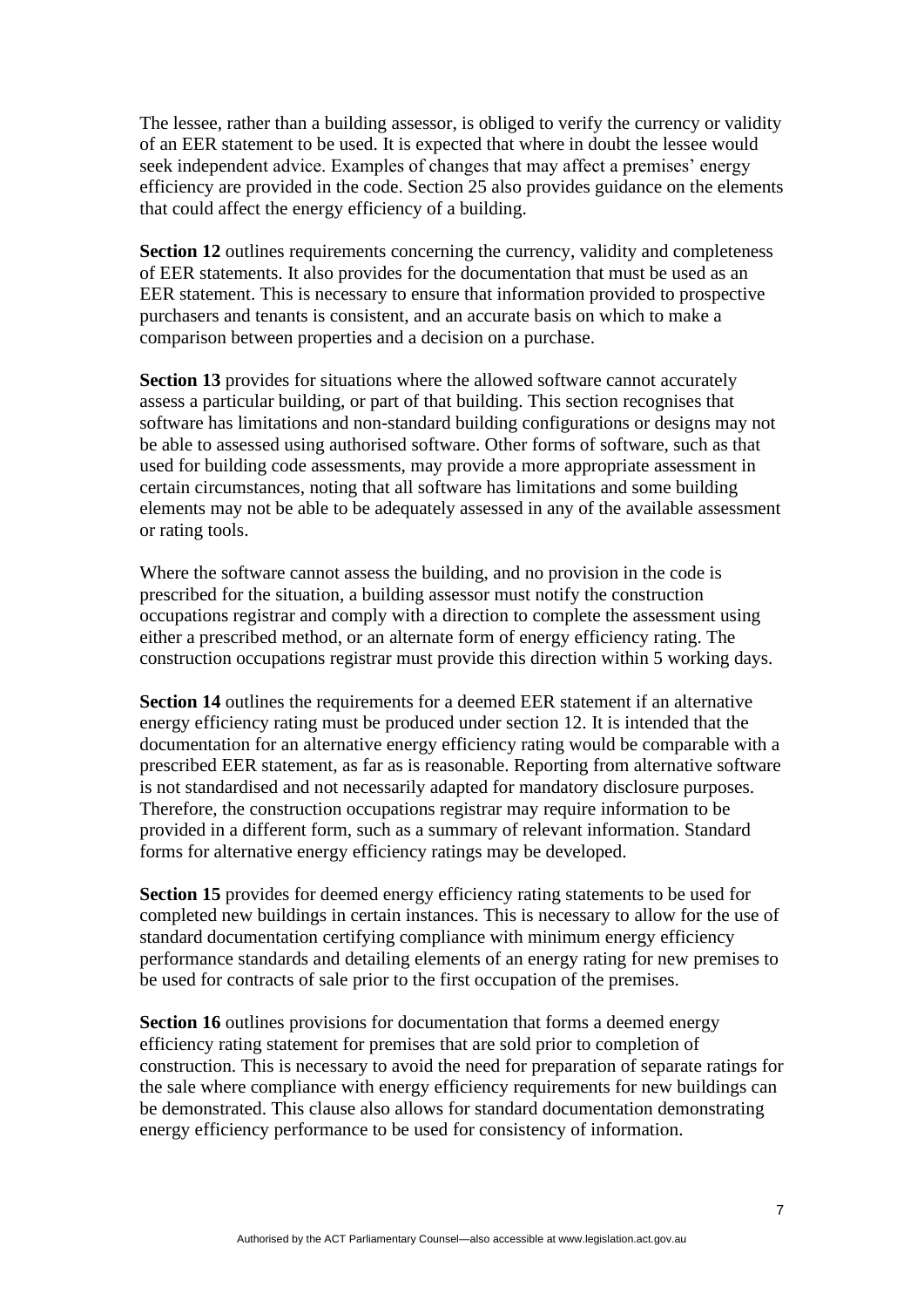The lessee, rather than a building assessor, is obliged to verify the currency or validity of an EER statement to be used. It is expected that where in doubt the lessee would seek independent advice. Examples of changes that may affect a premises' energy efficiency are provided in the code. Section 25 also provides guidance on the elements that could affect the energy efficiency of a building.

**Section 12** outlines requirements concerning the currency, validity and completeness of EER statements. It also provides for the documentation that must be used as an EER statement. This is necessary to ensure that information provided to prospective purchasers and tenants is consistent, and an accurate basis on which to make a comparison between properties and a decision on a purchase.

**Section 13** provides for situations where the allowed software cannot accurately assess a particular building, or part of that building. This section recognises that software has limitations and non-standard building configurations or designs may not be able to assessed using authorised software. Other forms of software, such as that used for building code assessments, may provide a more appropriate assessment in certain circumstances, noting that all software has limitations and some building elements may not be able to be adequately assessed in any of the available assessment or rating tools.

Where the software cannot assess the building, and no provision in the code is prescribed for the situation, a building assessor must notify the construction occupations registrar and comply with a direction to complete the assessment using either a prescribed method, or an alternate form of energy efficiency rating. The construction occupations registrar must provide this direction within 5 working days.

**Section 14** outlines the requirements for a deemed EER statement if an alternative energy efficiency rating must be produced under section 12. It is intended that the documentation for an alternative energy efficiency rating would be comparable with a prescribed EER statement, as far as is reasonable. Reporting from alternative software is not standardised and not necessarily adapted for mandatory disclosure purposes. Therefore, the construction occupations registrar may require information to be provided in a different form, such as a summary of relevant information. Standard forms for alternative energy efficiency ratings may be developed.

**Section 15** provides for deemed energy efficiency rating statements to be used for completed new buildings in certain instances. This is necessary to allow for the use of standard documentation certifying compliance with minimum energy efficiency performance standards and detailing elements of an energy rating for new premises to be used for contracts of sale prior to the first occupation of the premises.

**Section 16** outlines provisions for documentation that forms a deemed energy efficiency rating statement for premises that are sold prior to completion of construction. This is necessary to avoid the need for preparation of separate ratings for the sale where compliance with energy efficiency requirements for new buildings can be demonstrated. This clause also allows for standard documentation demonstrating energy efficiency performance to be used for consistency of information.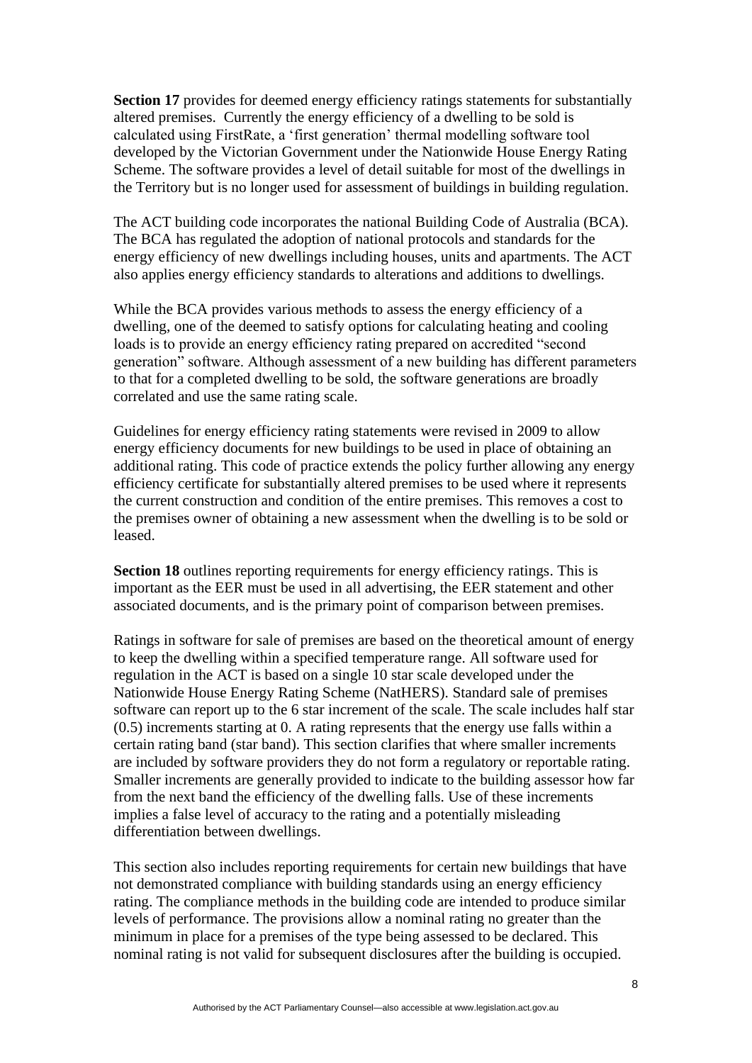**Section 17** provides for deemed energy efficiency ratings statements for substantially altered premises. Currently the energy efficiency of a dwelling to be sold is calculated using FirstRate, a 'first generation' thermal modelling software tool developed by the Victorian Government under the Nationwide House Energy Rating Scheme. The software provides a level of detail suitable for most of the dwellings in the Territory but is no longer used for assessment of buildings in building regulation.

The ACT building code incorporates the national Building Code of Australia (BCA). The BCA has regulated the adoption of national protocols and standards for the energy efficiency of new dwellings including houses, units and apartments. The ACT also applies energy efficiency standards to alterations and additions to dwellings.

While the BCA provides various methods to assess the energy efficiency of a dwelling, one of the deemed to satisfy options for calculating heating and cooling loads is to provide an energy efficiency rating prepared on accredited "second generation" software. Although assessment of a new building has different parameters to that for a completed dwelling to be sold, the software generations are broadly correlated and use the same rating scale.

Guidelines for energy efficiency rating statements were revised in 2009 to allow energy efficiency documents for new buildings to be used in place of obtaining an additional rating. This code of practice extends the policy further allowing any energy efficiency certificate for substantially altered premises to be used where it represents the current construction and condition of the entire premises. This removes a cost to the premises owner of obtaining a new assessment when the dwelling is to be sold or leased.

**Section 18** outlines reporting requirements for energy efficiency ratings. This is important as the EER must be used in all advertising, the EER statement and other associated documents, and is the primary point of comparison between premises.

Ratings in software for sale of premises are based on the theoretical amount of energy to keep the dwelling within a specified temperature range. All software used for regulation in the ACT is based on a single 10 star scale developed under the Nationwide House Energy Rating Scheme (NatHERS). Standard sale of premises software can report up to the 6 star increment of the scale. The scale includes half star (0.5) increments starting at 0. A rating represents that the energy use falls within a certain rating band (star band). This section clarifies that where smaller increments are included by software providers they do not form a regulatory or reportable rating. Smaller increments are generally provided to indicate to the building assessor how far from the next band the efficiency of the dwelling falls. Use of these increments implies a false level of accuracy to the rating and a potentially misleading differentiation between dwellings.

This section also includes reporting requirements for certain new buildings that have not demonstrated compliance with building standards using an energy efficiency rating. The compliance methods in the building code are intended to produce similar levels of performance. The provisions allow a nominal rating no greater than the minimum in place for a premises of the type being assessed to be declared. This nominal rating is not valid for subsequent disclosures after the building is occupied.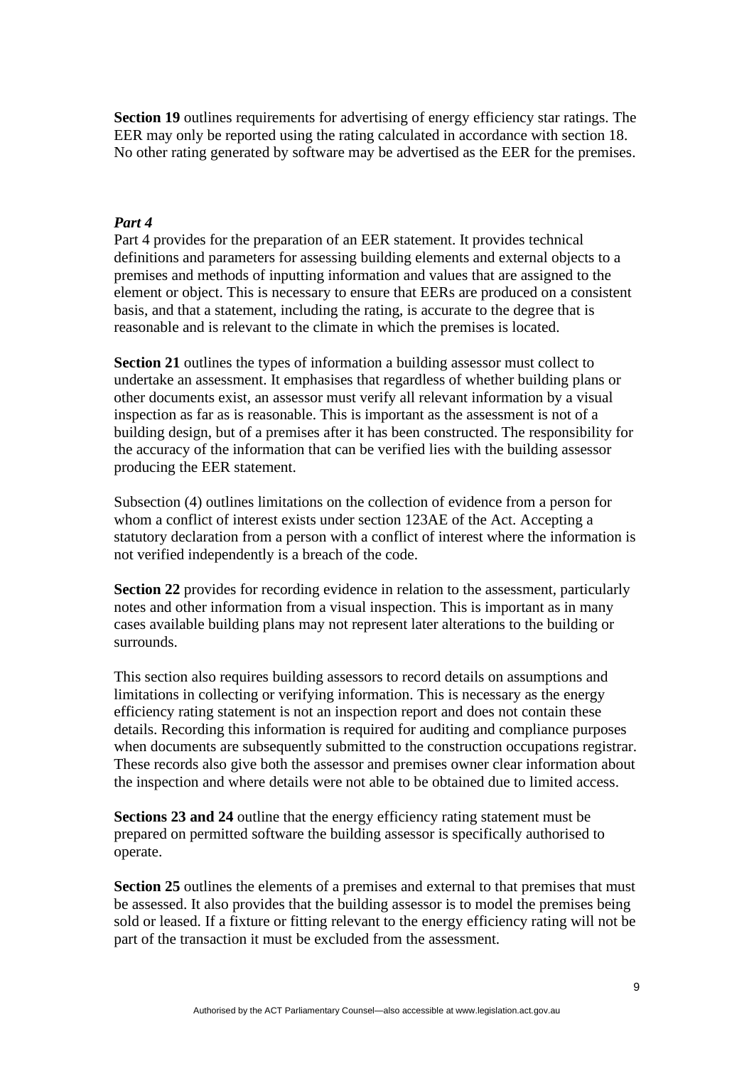**Section 19** outlines requirements for advertising of energy efficiency star ratings. The EER may only be reported using the rating calculated in accordance with section 18. No other rating generated by software may be advertised as the EER for the premises.

***Part 4***

Part 4 provides for the preparation of an EER statement. It provides technical definitions and parameters for assessing building elements and external objects to a premises and methods of inputting information and values that are assigned to the element or object. This is necessary to ensure that EERs are produced on a consistent basis, and that a statement, including the rating, is accurate to the degree that is reasonable and is relevant to the climate in which the premises is located.

**Section 21** outlines the types of information a building assessor must collect to undertake an assessment. It emphasises that regardless of whether building plans or other documents exist, an assessor must verify all relevant information by a visual inspection as far as is reasonable. This is important as the assessment is not of a building design, but of a premises after it has been constructed. The responsibility for the accuracy of the information that can be verified lies with the building assessor producing the EER statement.

Subsection (4) outlines limitations on the collection of evidence from a person for whom a conflict of interest exists under section 123AE of the Act. Accepting a statutory declaration from a person with a conflict of interest where the information is not verified independently is a breach of the code.

**Section 22** provides for recording evidence in relation to the assessment, particularly notes and other information from a visual inspection. This is important as in many cases available building plans may not represent later alterations to the building or surrounds.

This section also requires building assessors to record details on assumptions and limitations in collecting or verifying information. This is necessary as the energy efficiency rating statement is not an inspection report and does not contain these details. Recording this information is required for auditing and compliance purposes when documents are subsequently submitted to the construction occupations registrar. These records also give both the assessor and premises owner clear information about the inspection and where details were not able to be obtained due to limited access.

**Sections 23 and 24** outline that the energy efficiency rating statement must be prepared on permitted software the building assessor is specifically authorised to operate.

**Section 25** outlines the elements of a premises and external to that premises that must be assessed. It also provides that the building assessor is to model the premises being sold or leased. If a fixture or fitting relevant to the energy efficiency rating will not be part of the transaction it must be excluded from the assessment.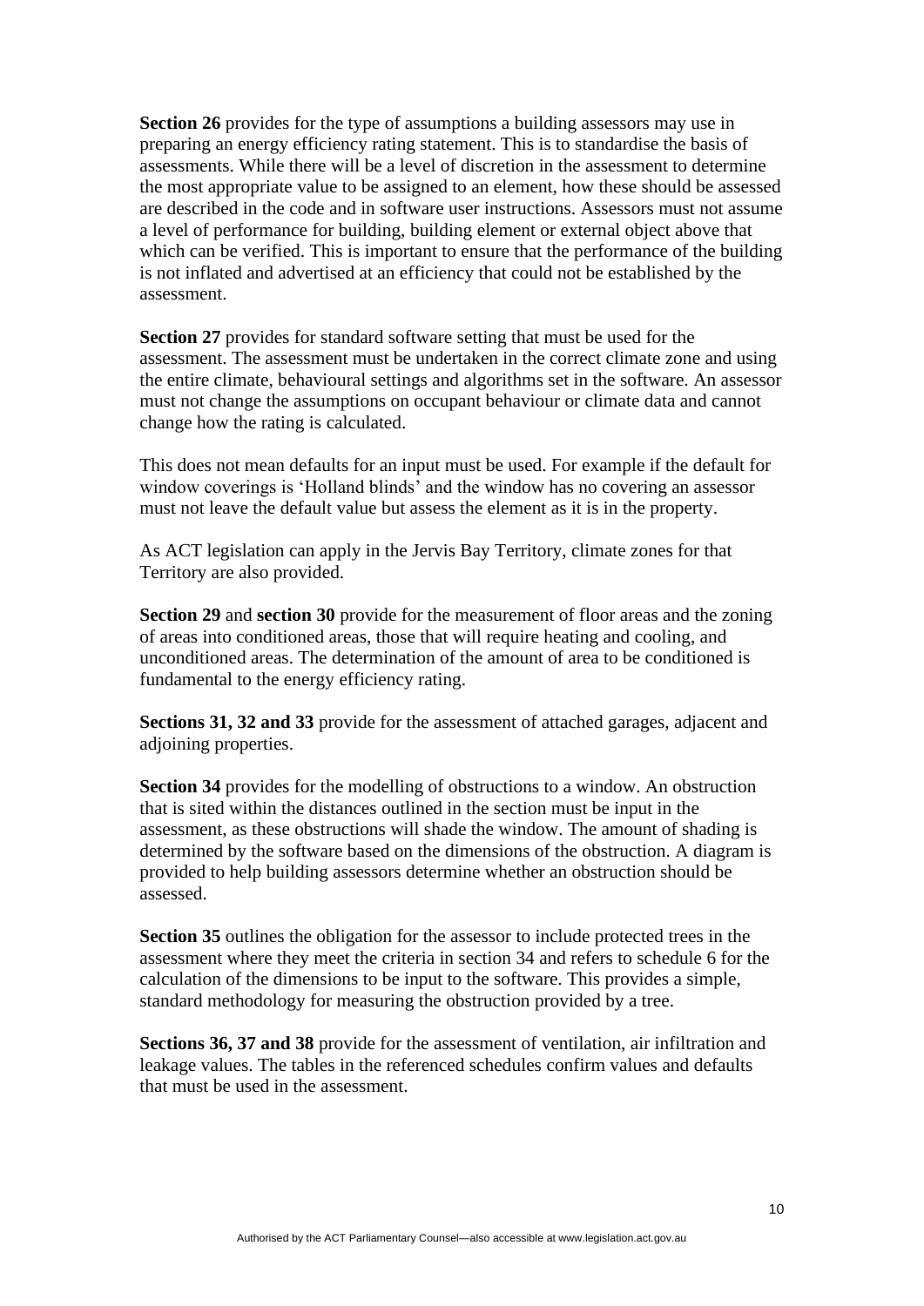**Section 26** provides for the type of assumptions a building assessors may use in preparing an energy efficiency rating statement. This is to standardise the basis of assessments. While there will be a level of discretion in the assessment to determine the most appropriate value to be assigned to an element, how these should be assessed are described in the code and in software user instructions. Assessors must not assume a level of performance for building, building element or external object above that which can be verified. This is important to ensure that the performance of the building is not inflated and advertised at an efficiency that could not be established by the assessment.

**Section 27** provides for standard software setting that must be used for the assessment. The assessment must be undertaken in the correct climate zone and using the entire climate, behavioural settings and algorithms set in the software. An assessor must not change the assumptions on occupant behaviour or climate data and cannot change how the rating is calculated.

This does not mean defaults for an input must be used. For example if the default for window coverings is 'Holland blinds' and the window has no covering an assessor must not leave the default value but assess the element as it is in the property.

As ACT legislation can apply in the Jervis Bay Territory, climate zones for that Territory are also provided.

**Section 29** and **section 30** provide for the measurement of floor areas and the zoning of areas into conditioned areas, those that will require heating and cooling, and unconditioned areas. The determination of the amount of area to be conditioned is fundamental to the energy efficiency rating.

**Sections 31, 32 and 33** provide for the assessment of attached garages, adjacent and adjoining properties.

**Section 34** provides for the modelling of obstructions to a window. An obstruction that is sited within the distances outlined in the section must be input in the assessment, as these obstructions will shade the window. The amount of shading is determined by the software based on the dimensions of the obstruction. A diagram is provided to help building assessors determine whether an obstruction should be assessed.

**Section 35** outlines the obligation for the assessor to include protected trees in the assessment where they meet the criteria in section 34 and refers to schedule 6 for the calculation of the dimensions to be input to the software. This provides a simple, standard methodology for measuring the obstruction provided by a tree.

**Sections 36, 37 and 38** provide for the assessment of ventilation, air infiltration and leakage values. The tables in the referenced schedules confirm values and defaults that must be used in the assessment.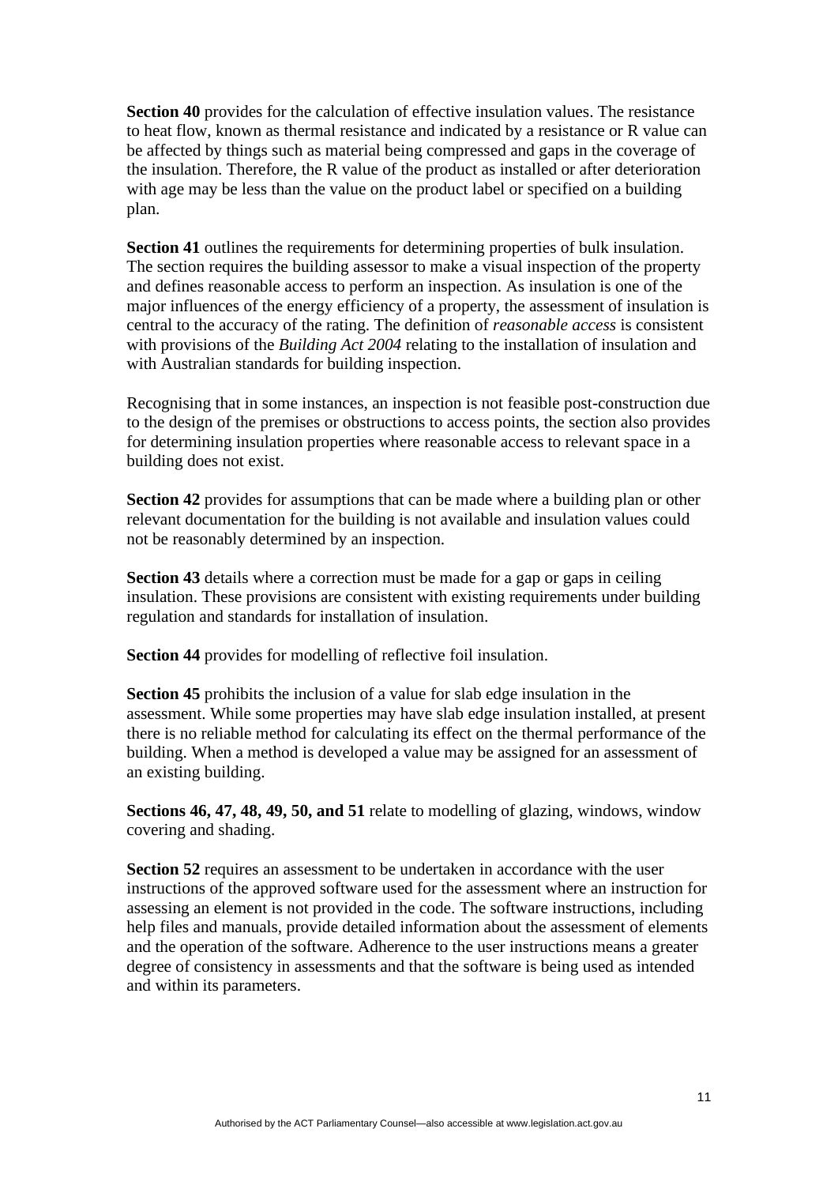**Section 40** provides for the calculation of effective insulation values. The resistance to heat flow, known as thermal resistance and indicated by a resistance or R value can be affected by things such as material being compressed and gaps in the coverage of the insulation. Therefore, the R value of the product as installed or after deterioration with age may be less than the value on the product label or specified on a building plan.

**Section 41** outlines the requirements for determining properties of bulk insulation. The section requires the building assessor to make a visual inspection of the property and defines reasonable access to perform an inspection. As insulation is one of the major influences of the energy efficiency of a property, the assessment of insulation is central to the accuracy of the rating. The definition of *reasonable access* is consistent with provisions of the *Building Act 2004* relating to the installation of insulation and with Australian standards for building inspection.

Recognising that in some instances, an inspection is not feasible post-construction due to the design of the premises or obstructions to access points, the section also provides for determining insulation properties where reasonable access to relevant space in a building does not exist.

**Section 42** provides for assumptions that can be made where a building plan or other relevant documentation for the building is not available and insulation values could not be reasonably determined by an inspection.

**Section 43** details where a correction must be made for a gap or gaps in ceiling insulation. These provisions are consistent with existing requirements under building regulation and standards for installation of insulation.

**Section 44** provides for modelling of reflective foil insulation.

**Section 45** prohibits the inclusion of a value for slab edge insulation in the assessment. While some properties may have slab edge insulation installed, at present there is no reliable method for calculating its effect on the thermal performance of the building. When a method is developed a value may be assigned for an assessment of an existing building.

**Sections 46, 47, 48, 49, 50, and 51** relate to modelling of glazing, windows, window covering and shading.

**Section 52** requires an assessment to be undertaken in accordance with the user instructions of the approved software used for the assessment where an instruction for assessing an element is not provided in the code. The software instructions, including help files and manuals, provide detailed information about the assessment of elements and the operation of the software. Adherence to the user instructions means a greater degree of consistency in assessments and that the software is being used as intended and within its parameters.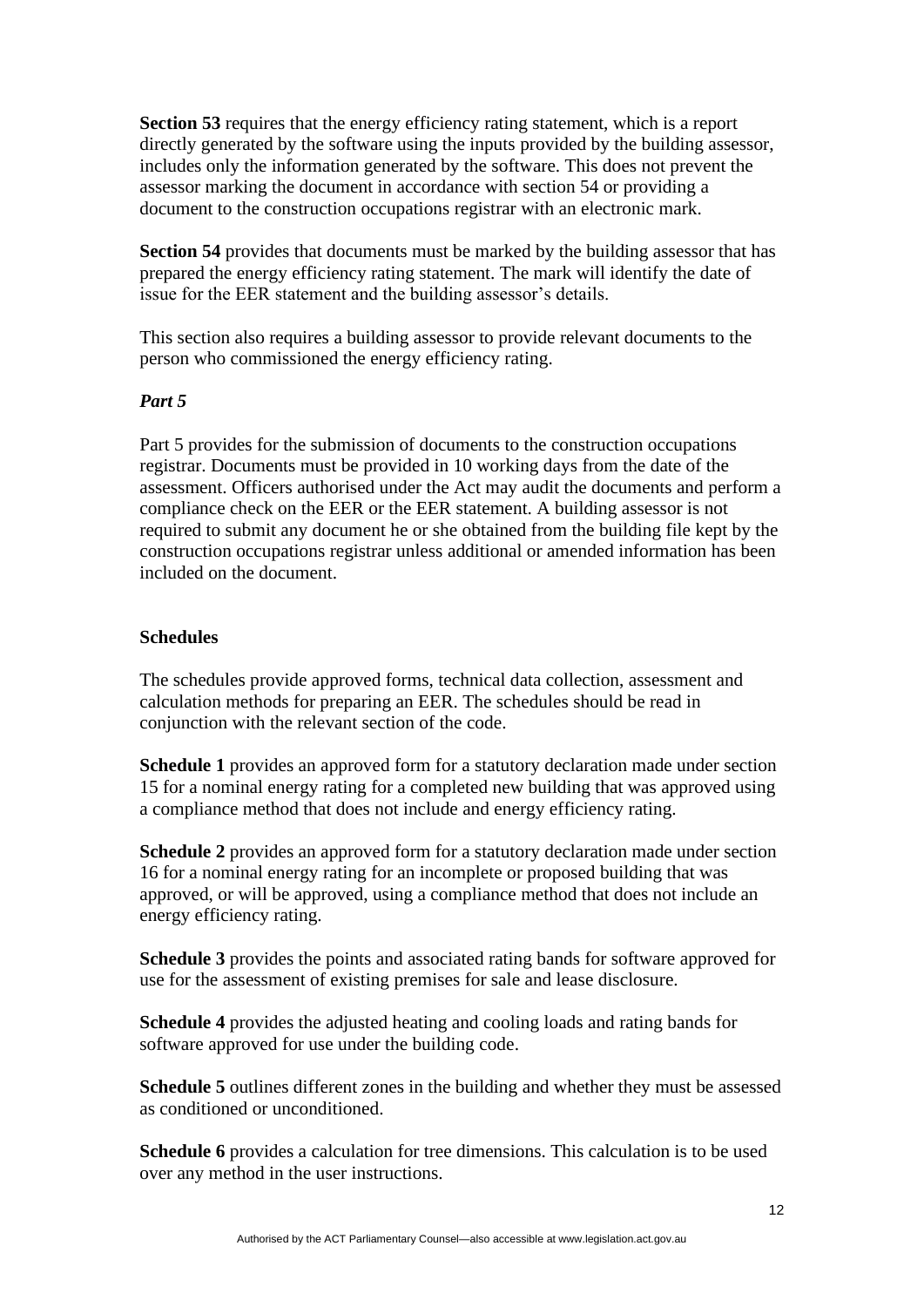**Section 53** requires that the energy efficiency rating statement, which is a report directly generated by the software using the inputs provided by the building assessor, includes only the information generated by the software. This does not prevent the assessor marking the document in accordance with section 54 or providing a document to the construction occupations registrar with an electronic mark.

**Section 54** provides that documents must be marked by the building assessor that has prepared the energy efficiency rating statement. The mark will identify the date of issue for the EER statement and the building assessor's details.

This section also requires a building assessor to provide relevant documents to the person who commissioned the energy efficiency rating.

***Part 5***

Part 5 provides for the submission of documents to the construction occupations registrar. Documents must be provided in 10 working days from the date of the assessment. Officers authorised under the Act may audit the documents and perform a compliance check on the EER or the EER statement. A building assessor is not required to submit any document he or she obtained from the building file kept by the construction occupations registrar unless additional or amended information has been included on the document.

**Schedules**

The schedules provide approved forms, technical data collection, assessment and calculation methods for preparing an EER. The schedules should be read in conjunction with the relevant section of the code.

**Schedule 1** provides an approved form for a statutory declaration made under section 15 for a nominal energy rating for a completed new building that was approved using a compliance method that does not include and energy efficiency rating.

**Schedule 2** provides an approved form for a statutory declaration made under section 16 for a nominal energy rating for an incomplete or proposed building that was approved, or will be approved, using a compliance method that does not include an energy efficiency rating.

**Schedule 3** provides the points and associated rating bands for software approved for use for the assessment of existing premises for sale and lease disclosure.

**Schedule 4** provides the adjusted heating and cooling loads and rating bands for software approved for use under the building code.

**Schedule 5** outlines different zones in the building and whether they must be assessed as conditioned or unconditioned.

**Schedule 6** provides a calculation for tree dimensions. This calculation is to be used over any method in the user instructions.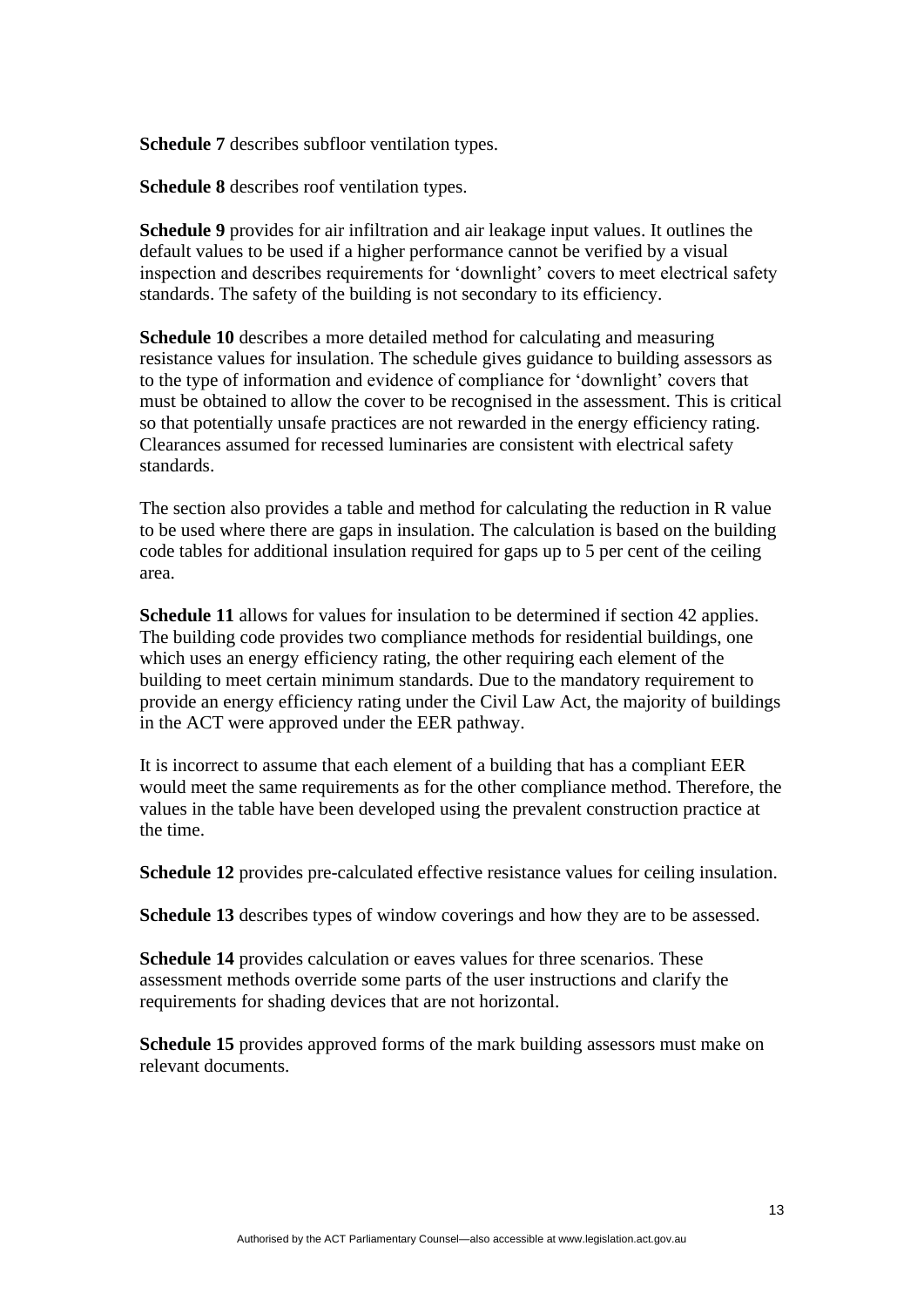**Schedule 7** describes subfloor ventilation types.

**Schedule 8** describes roof ventilation types.

**Schedule 9** provides for air infiltration and air leakage input values. It outlines the default values to be used if a higher performance cannot be verified by a visual inspection and describes requirements for 'downlight' covers to meet electrical safety standards. The safety of the building is not secondary to its efficiency.

**Schedule 10** describes a more detailed method for calculating and measuring resistance values for insulation. The schedule gives guidance to building assessors as to the type of information and evidence of compliance for 'downlight' covers that must be obtained to allow the cover to be recognised in the assessment. This is critical so that potentially unsafe practices are not rewarded in the energy efficiency rating. Clearances assumed for recessed luminaries are consistent with electrical safety standards.

The section also provides a table and method for calculating the reduction in R value to be used where there are gaps in insulation. The calculation is based on the building code tables for additional insulation required for gaps up to 5 per cent of the ceiling area.

**Schedule 11** allows for values for insulation to be determined if section 42 applies. The building code provides two compliance methods for residential buildings, one which uses an energy efficiency rating, the other requiring each element of the building to meet certain minimum standards. Due to the mandatory requirement to provide an energy efficiency rating under the Civil Law Act, the majority of buildings in the ACT were approved under the EER pathway.

It is incorrect to assume that each element of a building that has a compliant EER would meet the same requirements as for the other compliance method. Therefore, the values in the table have been developed using the prevalent construction practice at the time.

**Schedule 12** provides pre-calculated effective resistance values for ceiling insulation.

**Schedule 13** describes types of window coverings and how they are to be assessed.

**Schedule 14** provides calculation or eaves values for three scenarios. These assessment methods override some parts of the user instructions and clarify the requirements for shading devices that are not horizontal.

**Schedule 15** provides approved forms of the mark building assessors must make on relevant documents.